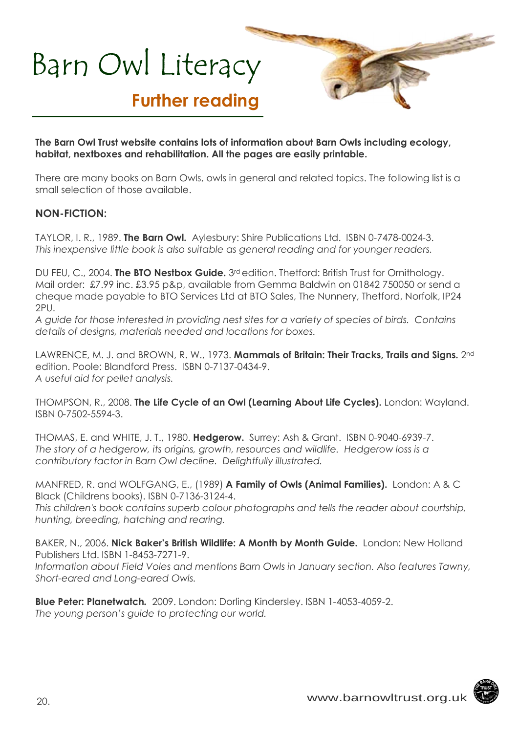# Barn Owl Literacy

## Further reading

**The Barn Owl Trust website contains lots of information about Barn Owls including ecology, habitat, nextboxes and rehabilitation. All the pages are easily printable.**

There are many books on Barn Owls, owls in general and related topics. The following list is a small selection of those available.

### NON-FICTION:

TAYLOR, I. R., 1989. **The Barn Owl.** Aylesbury: Shire Publications Ltd. ISBN 0-7478-0024-3.
*This inexpensive little book is also suitable as general reading and for younger readers.*

DU FEU, C., 2004. **The BTO Nestbox Guide.** 3rd edition. Thetford: British Trust for Ornithology. Mail order: £7.99 inc. £3.95 p&p, available from Gemma Baldwin on 01842 750050 or send a cheque made payable to BTO Services Ltd at BTO Sales, The Nunnery, Thetford, Norfolk, IP24 2PU.
*A guide for those interested in providing nest sites for a variety of species of birds. Contains details of designs, materials needed and locations for boxes.*

LAWRENCE, M. J. and BROWN, R. W., 1973. **Mammals of Britain: Their Tracks, Trails and Signs.** 2nd edition. Poole: Blandford Press. ISBN 0-7137-0434-9.
*A useful aid for pellet analysis.*

THOMPSON, R., 2008. **The Life Cycle of an Owl (Learning About Life Cycles).** London: Wayland. ISBN 0-7502-5594-3.

THOMAS, E. and WHITE, J. T., 1980. **Hedgerow.** Surrey: Ash & Grant. ISBN 0-9040-6939-7.
*The story of a hedgerow, its origins, growth, resources and wildlife. Hedgerow loss is a contributory factor in Barn Owl decline. Delightfully illustrated.*

MANFRED, R. and WOLFGANG, E., (1989) **A Family of Owls (Animal Families).** London: A & C Black (Childrens books). ISBN 0-7136-3124-4.
*This children's book contains superb colour photographs and tells the reader about courtship, hunting, breeding, hatching and rearing.*

BAKER, N., 2006. **Nick Baker's British Wildlife: A Month by Month Guide.** London: New Holland Publishers Ltd. ISBN 1-8453-7271-9.
*Information about Field Voles and mentions Barn Owls in January section. Also features Tawny, Short-eared and Long-eared Owls.*

**Blue Peter: Planetwatch.** 2009. London: Dorling Kindersley. ISBN 1-4053-4059-2.
*The young person's guide to protecting our world.*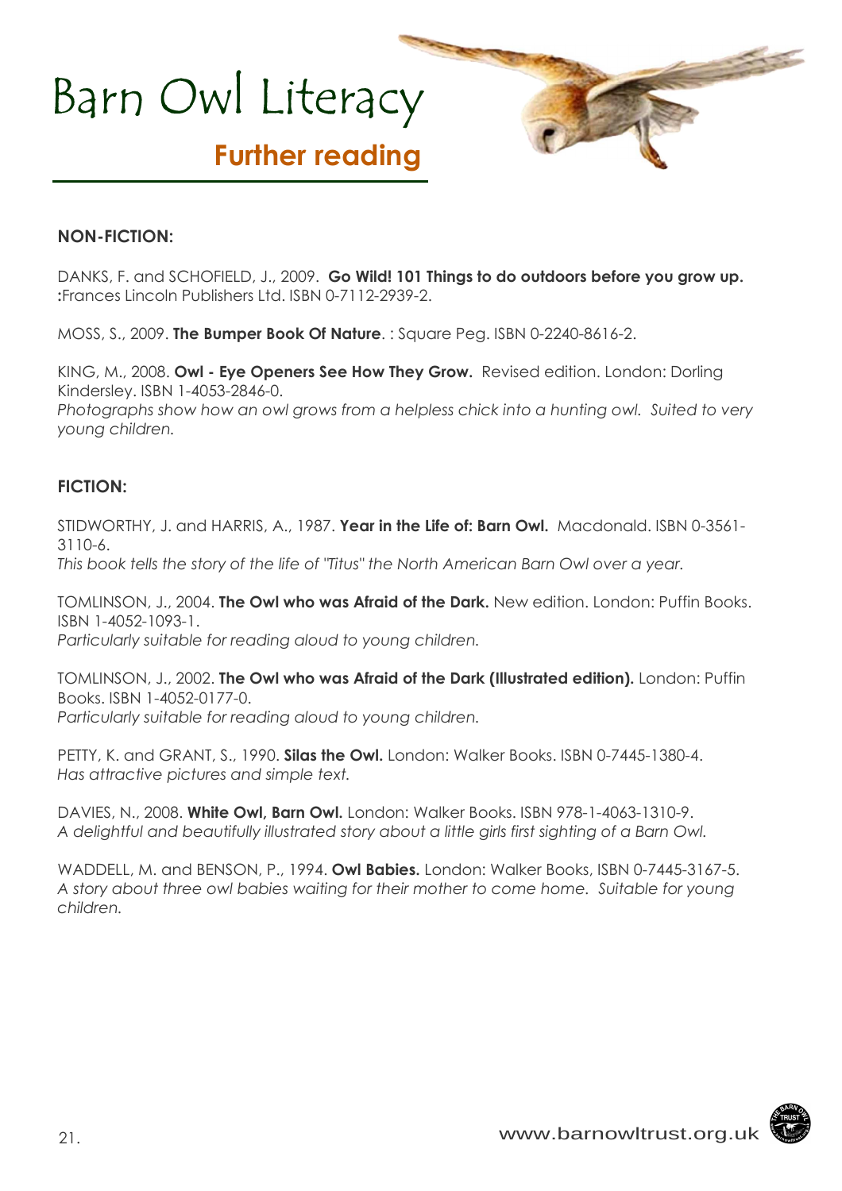# Barn Owl Literacy

## Further reading

**NON-FICTION:**

DANKS, F. and SCHOFIELD, J., 2009. **Go Wild! 101 Things to do outdoors before you grow up. :**Frances Lincoln Publishers Ltd. ISBN 0-7112-2939-2.

MOSS, S., 2009. **The Bumper Book Of Nature**. : Square Peg. ISBN 0-2240-8616-2.

KING, M., 2008. **Owl - Eye Openers See How They Grow.** Revised edition. London: Dorling Kindersley. ISBN 1-4053-2846-0.
*Photographs show how an owl grows from a helpless chick into a hunting owl. Suited to very young children.*

**FICTION:**

STIDWORTHY, J. and HARRIS, A., 1987. **Year in the Life of: Barn Owl.** Macdonald. ISBN 0-3561-3110-6.
*This book tells the story of the life of "Titus" the North American Barn Owl over a year.*

TOMLINSON, J., 2004. **The Owl who was Afraid of the Dark.** New edition. London: Puffin Books. ISBN 1-4052-1093-1.
*Particularly suitable for reading aloud to young children.*

TOMLINSON, J., 2002. **The Owl who was Afraid of the Dark (Illustrated edition).** London: Puffin Books. ISBN 1-4052-0177-0.
*Particularly suitable for reading aloud to young children.*

PETTY, K. and GRANT, S., 1990. **Silas the Owl.** London: Walker Books. ISBN 0-7445-1380-4.
*Has attractive pictures and simple text.*

DAVIES, N., 2008. **White Owl, Barn Owl.** London: Walker Books. ISBN 978-1-4063-1310-9.
*A delightful and beautifully illustrated story about a little girls first sighting of a Barn Owl.*

WADDELL, M. and BENSON, P., 1994. **Owl Babies.** London: Walker Books, ISBN 0-7445-3167-5.
*A story about three owl babies waiting for their mother to come home. Suitable for young children.*